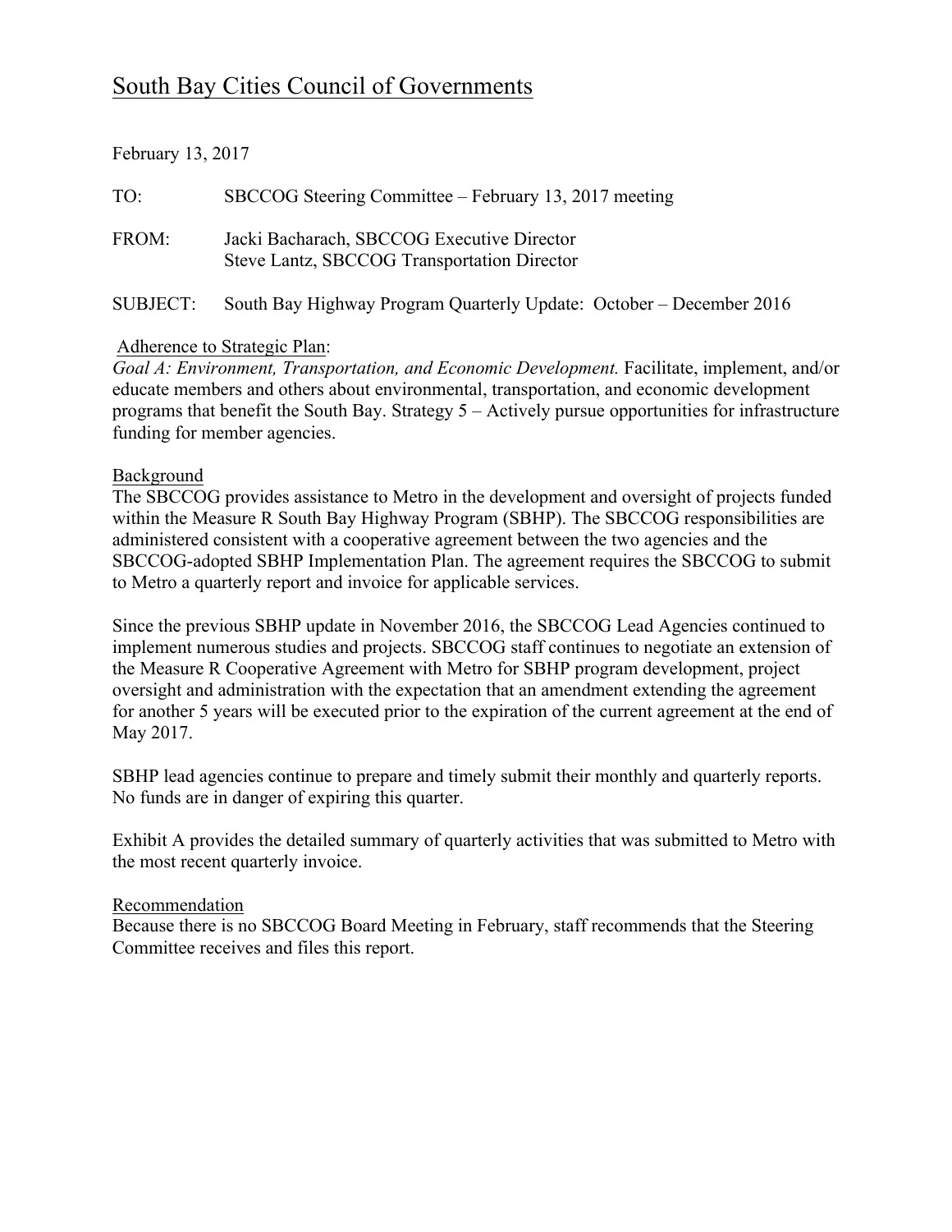# South Bay Cities Council of Governments

February 13, 2017

| | |
|---|---|
| TO: | SBCCOG Steering Committee – February 13, 2017 meeting |
| FROM: | Jacki Bacharach, SBCCOG Executive Director<br>Steve Lantz, SBCCOG Transportation Director |
| SUBJECT: | South Bay Highway Program Quarterly Update: October – December 2016 |

Adherence to Strategic Plan:

*Goal A: Environment, Transportation, and Economic Development.* Facilitate, implement, and/or educate members and others about environmental, transportation, and economic development programs that benefit the South Bay. Strategy 5 – Actively pursue opportunities for infrastructure funding for member agencies.

Background

The SBCCOG provides assistance to Metro in the development and oversight of projects funded within the Measure R South Bay Highway Program (SBHP). The SBCCOG responsibilities are administered consistent with a cooperative agreement between the two agencies and the SBCCOG-adopted SBHP Implementation Plan. The agreement requires the SBCCOG to submit to Metro a quarterly report and invoice for applicable services.

Since the previous SBHP update in November 2016, the SBCCOG Lead Agencies continued to implement numerous studies and projects. SBCCOG staff continues to negotiate an extension of the Measure R Cooperative Agreement with Metro for SBHP program development, project oversight and administration with the expectation that an amendment extending the agreement for another 5 years will be executed prior to the expiration of the current agreement at the end of May 2017.

SBHP lead agencies continue to prepare and timely submit their monthly and quarterly reports. No funds are in danger of expiring this quarter.

Exhibit A provides the detailed summary of quarterly activities that was submitted to Metro with the most recent quarterly invoice.

Recommendation

Because there is no SBCCOG Board Meeting in February, staff recommends that the Steering Committee receives and files this report.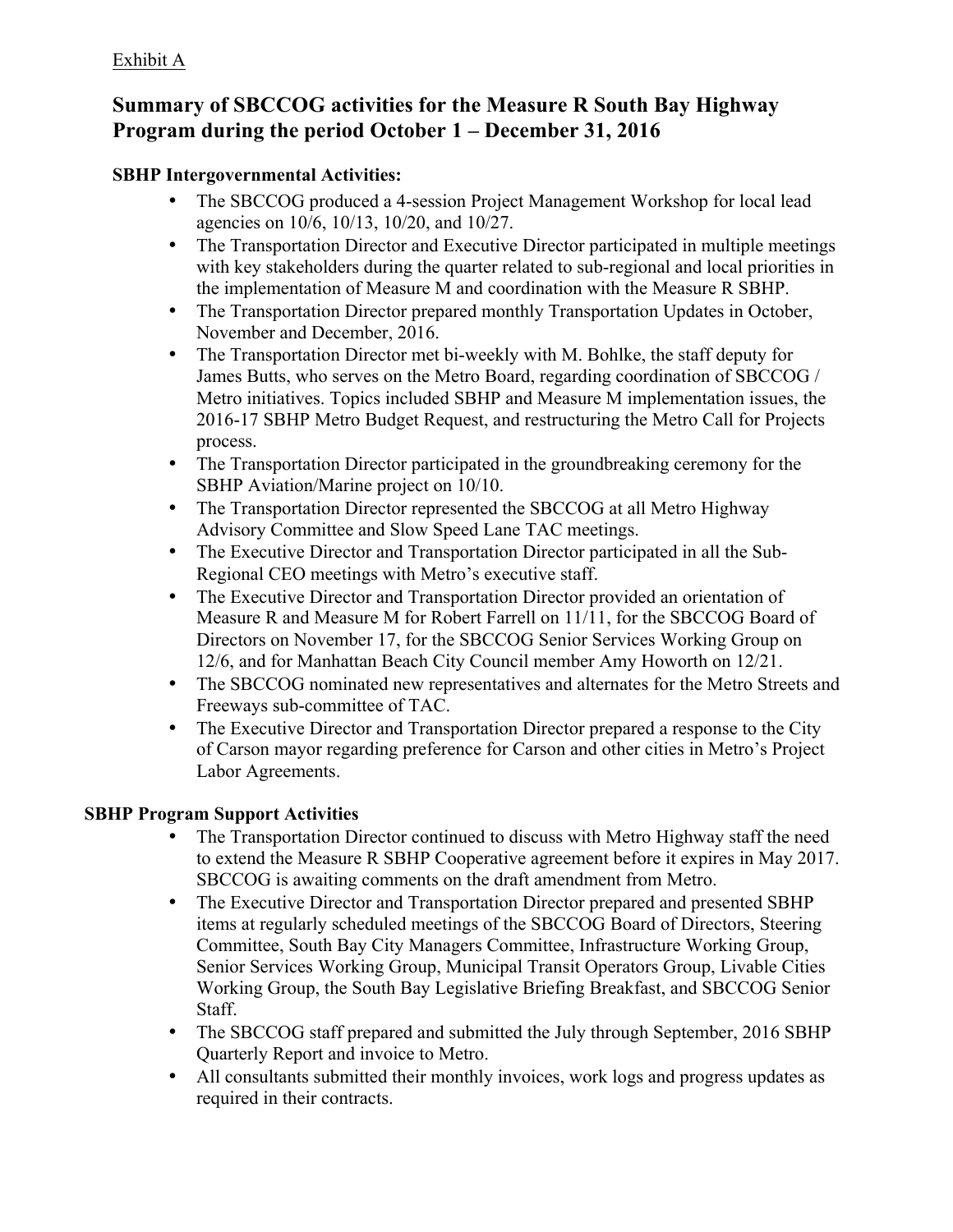Exhibit A

# Summary of SBCCOG activities for the Measure R South Bay Highway Program during the period October 1 – December 31, 2016

### SBHP Intergovernmental Activities:

- The SBCCOG produced a 4-session Project Management Workshop for local lead agencies on 10/6, 10/13, 10/20, and 10/27.
- The Transportation Director and Executive Director participated in multiple meetings with key stakeholders during the quarter related to sub-regional and local priorities in the implementation of Measure M and coordination with the Measure R SBHP.
- The Transportation Director prepared monthly Transportation Updates in October, November and December, 2016.
- The Transportation Director met bi-weekly with M. Bohlke, the staff deputy for James Butts, who serves on the Metro Board, regarding coordination of SBCCOG / Metro initiatives. Topics included SBHP and Measure M implementation issues, the 2016-17 SBHP Metro Budget Request, and restructuring the Metro Call for Projects process.
- The Transportation Director participated in the groundbreaking ceremony for the SBHP Aviation/Marine project on 10/10.
- The Transportation Director represented the SBCCOG at all Metro Highway Advisory Committee and Slow Speed Lane TAC meetings.
- The Executive Director and Transportation Director participated in all the Sub-Regional CEO meetings with Metro's executive staff.
- The Executive Director and Transportation Director provided an orientation of Measure R and Measure M for Robert Farrell on 11/11, for the SBCCOG Board of Directors on November 17, for the SBCCOG Senior Services Working Group on 12/6, and for Manhattan Beach City Council member Amy Howorth on 12/21.
- The SBCCOG nominated new representatives and alternates for the Metro Streets and Freeways sub-committee of TAC.
- The Executive Director and Transportation Director prepared a response to the City of Carson mayor regarding preference for Carson and other cities in Metro's Project Labor Agreements.

### SBHP Program Support Activities

- The Transportation Director continued to discuss with Metro Highway staff the need to extend the Measure R SBHP Cooperative agreement before it expires in May 2017. SBCCOG is awaiting comments on the draft amendment from Metro.
- The Executive Director and Transportation Director prepared and presented SBHP items at regularly scheduled meetings of the SBCCOG Board of Directors, Steering Committee, South Bay City Managers Committee, Infrastructure Working Group, Senior Services Working Group, Municipal Transit Operators Group, Livable Cities Working Group, the South Bay Legislative Briefing Breakfast, and SBCCOG Senior Staff.
- The SBCCOG staff prepared and submitted the July through September, 2016 SBHP Quarterly Report and invoice to Metro.
- All consultants submitted their monthly invoices, work logs and progress updates as required in their contracts.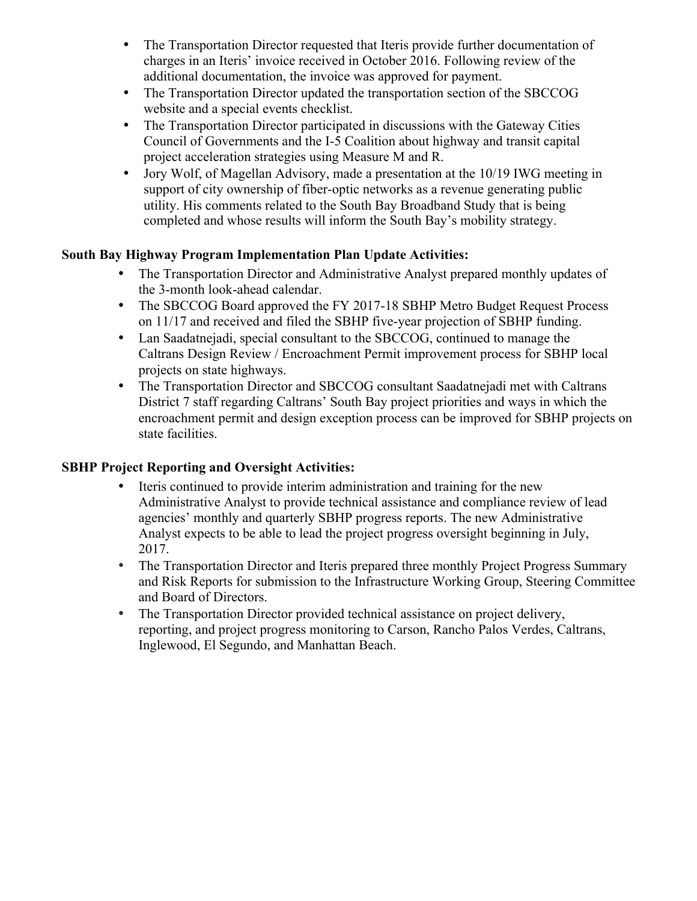- The Transportation Director requested that Iteris provide further documentation of charges in an Iteris' invoice received in October 2016. Following review of the additional documentation, the invoice was approved for payment.
- The Transportation Director updated the transportation section of the SBCCOG website and a special events checklist.
- The Transportation Director participated in discussions with the Gateway Cities Council of Governments and the I-5 Coalition about highway and transit capital project acceleration strategies using Measure M and R.
- Jory Wolf, of Magellan Advisory, made a presentation at the 10/19 IWG meeting in support of city ownership of fiber-optic networks as a revenue generating public utility. His comments related to the South Bay Broadband Study that is being completed and whose results will inform the South Bay's mobility strategy.

**South Bay Highway Program Implementation Plan Update Activities:**

- The Transportation Director and Administrative Analyst prepared monthly updates of the 3-month look-ahead calendar.
- The SBCCOG Board approved the FY 2017-18 SBHP Metro Budget Request Process on 11/17 and received and filed the SBHP five-year projection of SBHP funding.
- Lan Saadatnejadi, special consultant to the SBCCOG, continued to manage the Caltrans Design Review / Encroachment Permit improvement process for SBHP local projects on state highways.
- The Transportation Director and SBCCOG consultant Saadatnejadi met with Caltrans District 7 staff regarding Caltrans' South Bay project priorities and ways in which the encroachment permit and design exception process can be improved for SBHP projects on state facilities.

**SBHP Project Reporting and Oversight Activities:**

- Iteris continued to provide interim administration and training for the new Administrative Analyst to provide technical assistance and compliance review of lead agencies' monthly and quarterly SBHP progress reports. The new Administrative Analyst expects to be able to lead the project progress oversight beginning in July, 2017.
- The Transportation Director and Iteris prepared three monthly Project Progress Summary and Risk Reports for submission to the Infrastructure Working Group, Steering Committee and Board of Directors.
- The Transportation Director provided technical assistance on project delivery, reporting, and project progress monitoring to Carson, Rancho Palos Verdes, Caltrans, Inglewood, El Segundo, and Manhattan Beach.